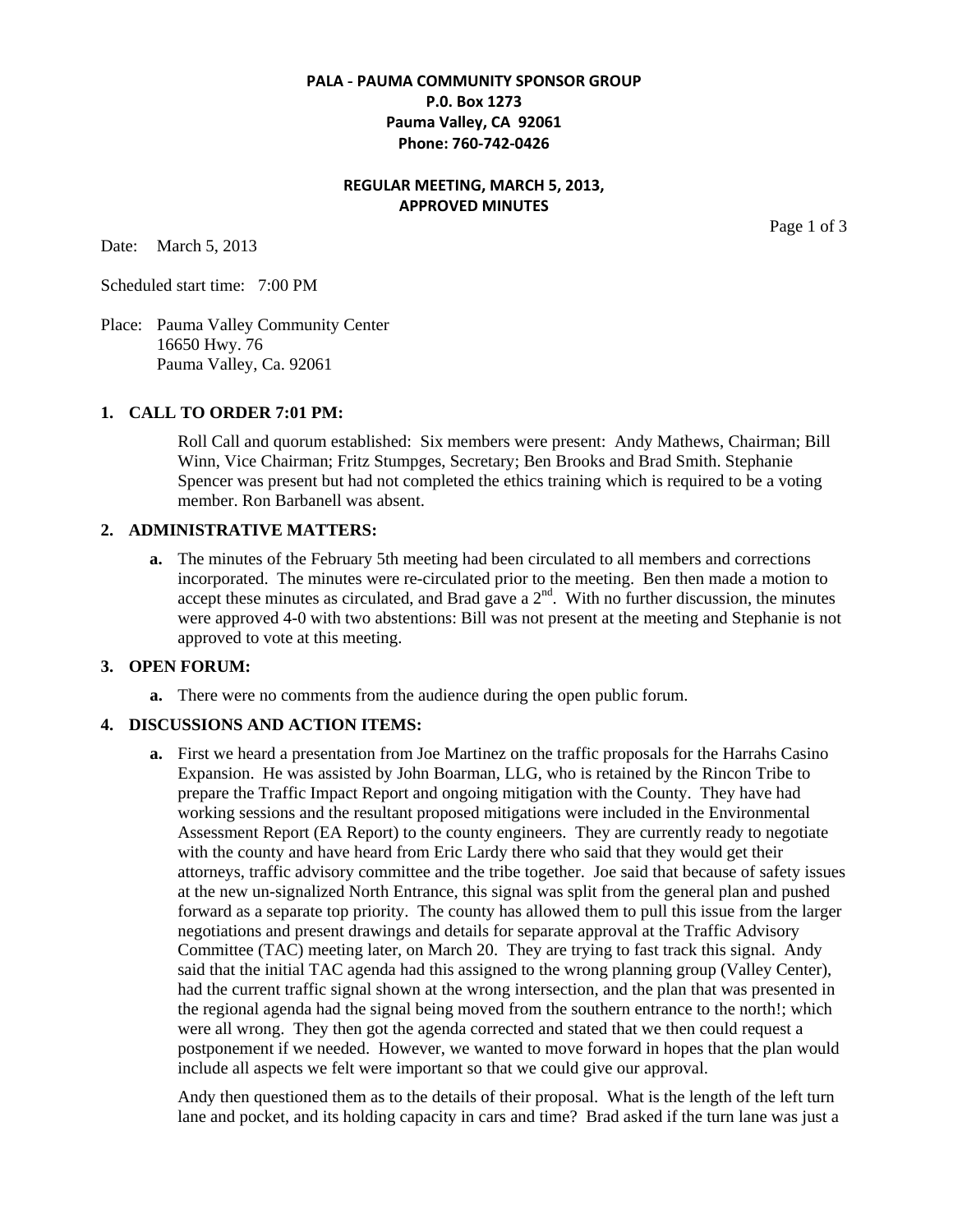**PALA - PAUMA COMMUNITY SPONSOR GROUP**
**P.0. Box 1273**
**Pauma Valley, CA 92061**
**Phone: 760-742-0426**

**REGULAR MEETING, MARCH 5, 2013,**
**APPROVED MINUTES**

Date: March 5, 2013

Scheduled start time: 7:00 PM

Place: Pauma Valley Community Center
16650 Hwy. 76
Pauma Valley, Ca. 92061

## 1. CALL TO ORDER 7:01 PM:

Roll Call and quorum established: Six members were present: Andy Mathews, Chairman; Bill Winn, Vice Chairman; Fritz Stumpges, Secretary; Ben Brooks and Brad Smith. Stephanie Spencer was present but had not completed the ethics training which is required to be a voting member. Ron Barbanell was absent.

## 2. ADMINISTRATIVE MATTERS:

**a.** The minutes of the February 5th meeting had been circulated to all members and corrections incorporated. The minutes were re-circulated prior to the meeting. Ben then made a motion to accept these minutes as circulated, and Brad gave a 2nd. With no further discussion, the minutes were approved 4-0 with two abstentions: Bill was not present at the meeting and Stephanie is not approved to vote at this meeting.

## 3. OPEN FORUM:

**a.** There were no comments from the audience during the open public forum.

## 4. DISCUSSIONS AND ACTION ITEMS:

**a.** First we heard a presentation from Joe Martinez on the traffic proposals for the Harrahs Casino Expansion. He was assisted by John Boarman, LLG, who is retained by the Rincon Tribe to prepare the Traffic Impact Report and ongoing mitigation with the County. They have had working sessions and the resultant proposed mitigations were included in the Environmental Assessment Report (EA Report) to the county engineers. They are currently ready to negotiate with the county and have heard from Eric Lardy there who said that they would get their attorneys, traffic advisory committee and the tribe together. Joe said that because of safety issues at the new un-signalized North Entrance, this signal was split from the general plan and pushed forward as a separate top priority. The county has allowed them to pull this issue from the larger negotiations and present drawings and details for separate approval at the Traffic Advisory Committee (TAC) meeting later, on March 20. They are trying to fast track this signal. Andy said that the initial TAC agenda had this assigned to the wrong planning group (Valley Center), had the current traffic signal shown at the wrong intersection, and the plan that was presented in the regional agenda had the signal being moved from the southern entrance to the north!; which were all wrong. They then got the agenda corrected and stated that we then could request a postponement if we needed. However, we wanted to move forward in hopes that the plan would include all aspects we felt were important so that we could give our approval.

Andy then questioned them as to the details of their proposal. What is the length of the left turn lane and pocket, and its holding capacity in cars and time? Brad asked if the turn lane was just a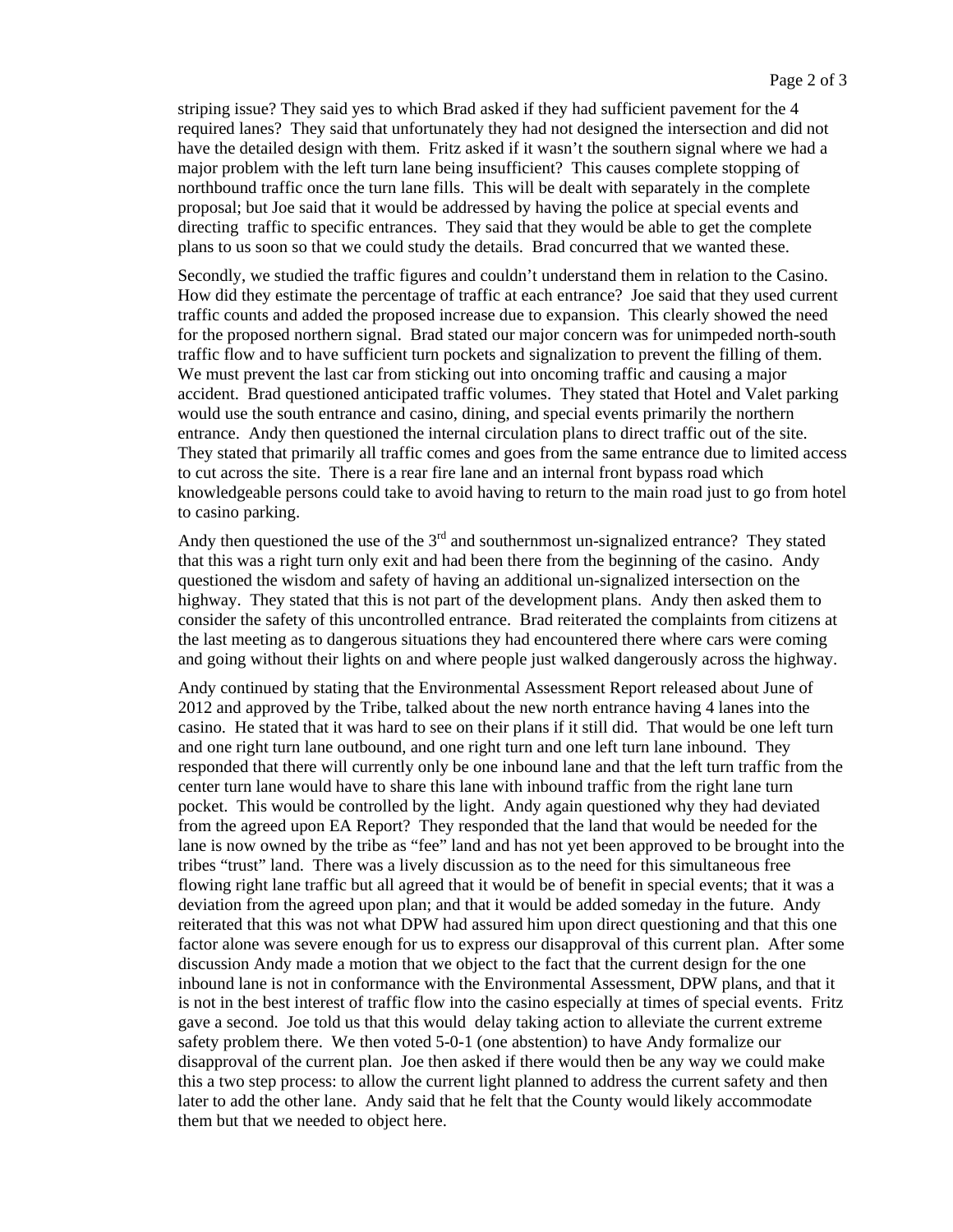striping issue? They said yes to which Brad asked if they had sufficient pavement for the 4 required lanes? They said that unfortunately they had not designed the intersection and did not have the detailed design with them. Fritz asked if it wasn't the southern signal where we had a major problem with the left turn lane being insufficient? This causes complete stopping of northbound traffic once the turn lane fills. This will be dealt with separately in the complete proposal; but Joe said that it would be addressed by having the police at special events and directing traffic to specific entrances. They said that they would be able to get the complete plans to us soon so that we could study the details. Brad concurred that we wanted these.

Secondly, we studied the traffic figures and couldn't understand them in relation to the Casino. How did they estimate the percentage of traffic at each entrance? Joe said that they used current traffic counts and added the proposed increase due to expansion. This clearly showed the need for the proposed northern signal. Brad stated our major concern was for unimpeded north-south traffic flow and to have sufficient turn pockets and signalization to prevent the filling of them. We must prevent the last car from sticking out into oncoming traffic and causing a major accident. Brad questioned anticipated traffic volumes. They stated that Hotel and Valet parking would use the south entrance and casino, dining, and special events primarily the northern entrance. Andy then questioned the internal circulation plans to direct traffic out of the site. They stated that primarily all traffic comes and goes from the same entrance due to limited access to cut across the site. There is a rear fire lane and an internal front bypass road which knowledgeable persons could take to avoid having to return to the main road just to go from hotel to casino parking.

Andy then questioned the use of the 3rd and southernmost un-signalized entrance? They stated that this was a right turn only exit and had been there from the beginning of the casino. Andy questioned the wisdom and safety of having an additional un-signalized intersection on the highway. They stated that this is not part of the development plans. Andy then asked them to consider the safety of this uncontrolled entrance. Brad reiterated the complaints from citizens at the last meeting as to dangerous situations they had encountered there where cars were coming and going without their lights on and where people just walked dangerously across the highway.

Andy continued by stating that the Environmental Assessment Report released about June of 2012 and approved by the Tribe, talked about the new north entrance having 4 lanes into the casino. He stated that it was hard to see on their plans if it still did. That would be one left turn and one right turn lane outbound, and one right turn and one left turn lane inbound. They responded that there will currently only be one inbound lane and that the left turn traffic from the center turn lane would have to share this lane with inbound traffic from the right lane turn pocket. This would be controlled by the light. Andy again questioned why they had deviated from the agreed upon EA Report? They responded that the land that would be needed for the lane is now owned by the tribe as "fee" land and has not yet been approved to be brought into the tribes "trust" land. There was a lively discussion as to the need for this simultaneous free flowing right lane traffic but all agreed that it would be of benefit in special events; that it was a deviation from the agreed upon plan; and that it would be added someday in the future. Andy reiterated that this was not what DPW had assured him upon direct questioning and that this one factor alone was severe enough for us to express our disapproval of this current plan. After some discussion Andy made a motion that we object to the fact that the current design for the one inbound lane is not in conformance with the Environmental Assessment, DPW plans, and that it is not in the best interest of traffic flow into the casino especially at times of special events. Fritz gave a second. Joe told us that this would delay taking action to alleviate the current extreme safety problem there. We then voted 5-0-1 (one abstention) to have Andy formalize our disapproval of the current plan. Joe then asked if there would then be any way we could make this a two step process: to allow the current light planned to address the current safety and then later to add the other lane. Andy said that he felt that the County would likely accommodate them but that we needed to object here.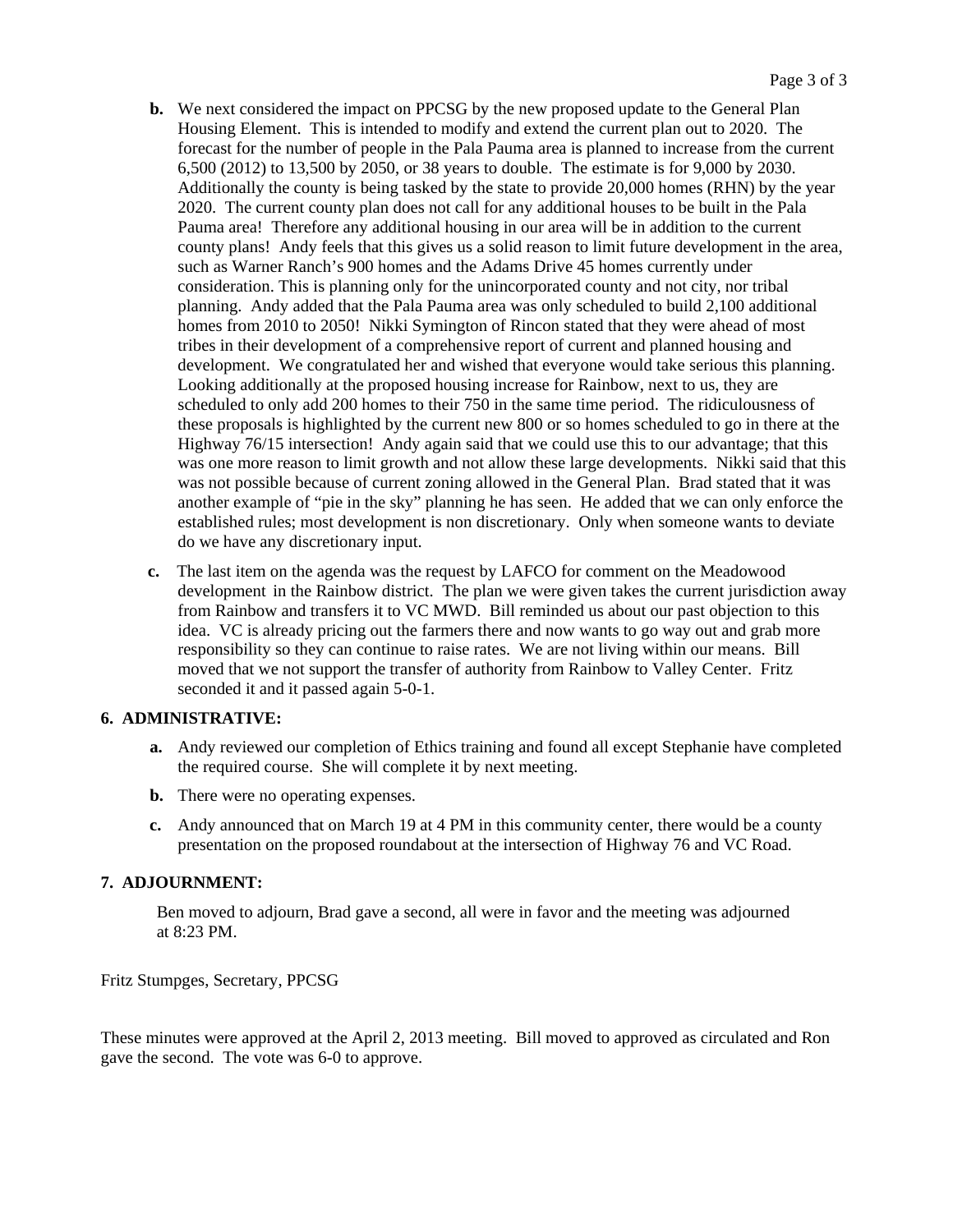**b.** We next considered the impact on PPCSG by the new proposed update to the General Plan Housing Element. This is intended to modify and extend the current plan out to 2020. The forecast for the number of people in the Pala Pauma area is planned to increase from the current 6,500 (2012) to 13,500 by 2050, or 38 years to double. The estimate is for 9,000 by 2030. Additionally the county is being tasked by the state to provide 20,000 homes (RHN) by the year 2020. The current county plan does not call for any additional houses to be built in the Pala Pauma area! Therefore any additional housing in our area will be in addition to the current county plans! Andy feels that this gives us a solid reason to limit future development in the area, such as Warner Ranch's 900 homes and the Adams Drive 45 homes currently under consideration. This is planning only for the unincorporated county and not city, nor tribal planning. Andy added that the Pala Pauma area was only scheduled to build 2,100 additional homes from 2010 to 2050! Nikki Symington of Rincon stated that they were ahead of most tribes in their development of a comprehensive report of current and planned housing and development. We congratulated her and wished that everyone would take serious this planning. Looking additionally at the proposed housing increase for Rainbow, next to us, they are scheduled to only add 200 homes to their 750 in the same time period. The ridiculousness of these proposals is highlighted by the current new 800 or so homes scheduled to go in there at the Highway 76/15 intersection! Andy again said that we could use this to our advantage; that this was one more reason to limit growth and not allow these large developments. Nikki said that this was not possible because of current zoning allowed in the General Plan. Brad stated that it was another example of "pie in the sky" planning he has seen. He added that we can only enforce the established rules; most development is non discretionary. Only when someone wants to deviate do we have any discretionary input.

**c.** The last item on the agenda was the request by LAFCO for comment on the Meadowood development in the Rainbow district. The plan we were given takes the current jurisdiction away from Rainbow and transfers it to VC MWD. Bill reminded us about our past objection to this idea. VC is already pricing out the farmers there and now wants to go way out and grab more responsibility so they can continue to raise rates. We are not living within our means. Bill moved that we not support the transfer of authority from Rainbow to Valley Center. Fritz seconded it and it passed again 5-0-1.

## 6. ADMINISTRATIVE:

**a.** Andy reviewed our completion of Ethics training and found all except Stephanie have completed the required course. She will complete it by next meeting.

**b.** There were no operating expenses.

**c.** Andy announced that on March 19 at 4 PM in this community center, there would be a county presentation on the proposed roundabout at the intersection of Highway 76 and VC Road.

## 7. ADJOURNMENT:

Ben moved to adjourn, Brad gave a second, all were in favor and the meeting was adjourned at 8:23 PM.

Fritz Stumpges, Secretary, PPCSG

These minutes were approved at the April 2, 2013 meeting. Bill moved to approved as circulated and Ron gave the second. The vote was 6-0 to approve.